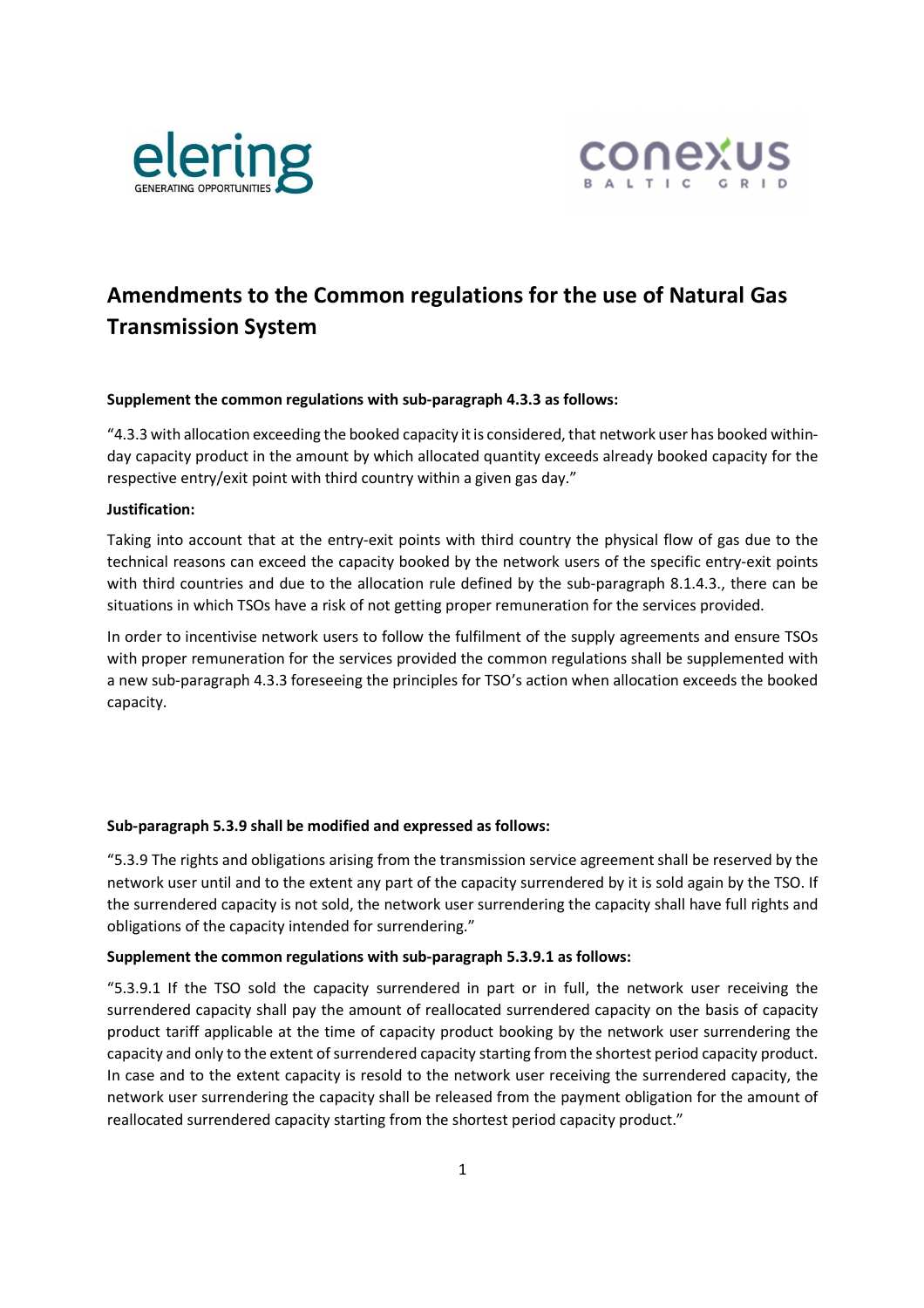# Amendments to the Common regulations for the use of Natural Gas Transmission System

**Supplement the common regulations with sub-paragraph 4.3.3 as follows:**

"4.3.3 with allocation exceeding the booked capacity it is considered, that network user has booked within-day capacity product in the amount by which allocated quantity exceeds already booked capacity for the respective entry/exit point with third country within a given gas day."

**Justification:**

Taking into account that at the entry-exit points with third country the physical flow of gas due to the technical reasons can exceed the capacity booked by the network users of the specific entry-exit points with third countries and due to the allocation rule defined by the sub-paragraph 8.1.4.3., there can be situations in which TSOs have a risk of not getting proper remuneration for the services provided.

In order to incentivise network users to follow the fulfilment of the supply agreements and ensure TSOs with proper remuneration for the services provided the common regulations shall be supplemented with a new sub-paragraph 4.3.3 foreseeing the principles for TSO's action when allocation exceeds the booked capacity.

**Sub-paragraph 5.3.9 shall be modified and expressed as follows:**

"5.3.9 The rights and obligations arising from the transmission service agreement shall be reserved by the network user until and to the extent any part of the capacity surrendered by it is sold again by the TSO. If the surrendered capacity is not sold, the network user surrendering the capacity shall have full rights and obligations of the capacity intended for surrendering."

**Supplement the common regulations with sub-paragraph 5.3.9.1 as follows:**

"5.3.9.1 If the TSO sold the capacity surrendered in part or in full, the network user receiving the surrendered capacity shall pay the amount of reallocated surrendered capacity on the basis of capacity product tariff applicable at the time of capacity product booking by the network user surrendering the capacity and only to the extent of surrendered capacity starting from the shortest period capacity product. In case and to the extent capacity is resold to the network user receiving the surrendered capacity, the network user surrendering the capacity shall be released from the payment obligation for the amount of reallocated surrendered capacity starting from the shortest period capacity product."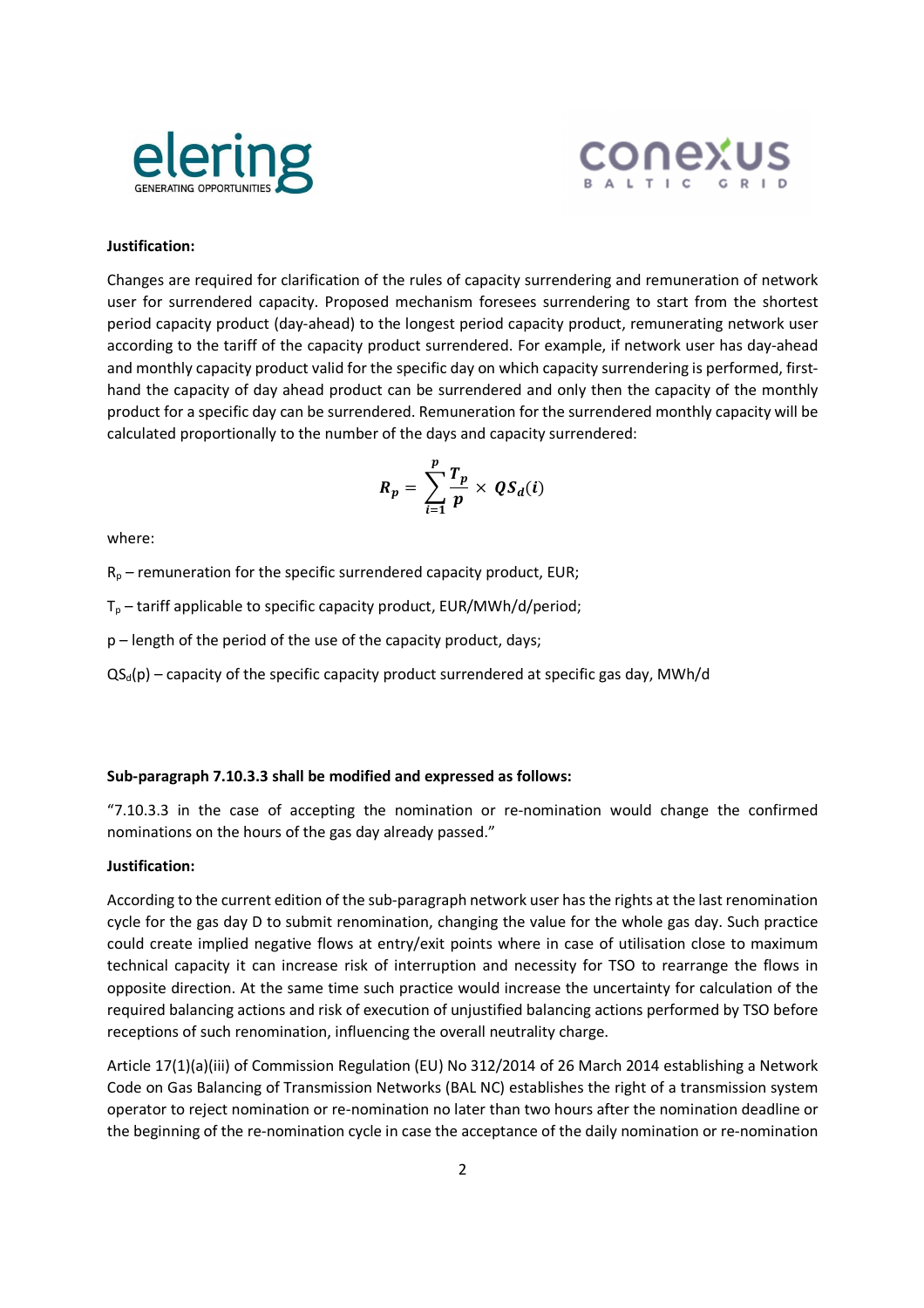**Justification:**

Changes are required for clarification of the rules of capacity surrendering and remuneration of network user for surrendered capacity. Proposed mechanism foresees surrendering to start from the shortest period capacity product (day-ahead) to the longest period capacity product, remunerating network user according to the tariff of the capacity product surrendered. For example, if network user has day-ahead and monthly capacity product valid for the specific day on which capacity surrendering is performed, first-hand the capacity of day ahead product can be surrendered and only then the capacity of the monthly product for a specific day can be surrendered. Remuneration for the surrendered monthly capacity will be calculated proportionally to the number of the days and capacity surrendered:

$$R_p = \sum_{i=1}^{p} \frac{T_p}{p} \times QS_d(i)$$

where:

$R_p$ – remuneration for the specific surrendered capacity product, EUR;

$T_p$ – tariff applicable to specific capacity product, EUR/MWh/d/period;

p – length of the period of the use of the capacity product, days;

$QS_d(p)$ – capacity of the specific capacity product surrendered at specific gas day, MWh/d

**Sub-paragraph 7.10.3.3 shall be modified and expressed as follows:**

"7.10.3.3 in the case of accepting the nomination or re-nomination would change the confirmed nominations on the hours of the gas day already passed."

**Justification:**

According to the current edition of the sub-paragraph network user has the rights at the last renomination cycle for the gas day D to submit renomination, changing the value for the whole gas day. Such practice could create implied negative flows at entry/exit points where in case of utilisation close to maximum technical capacity it can increase risk of interruption and necessity for TSO to rearrange the flows in opposite direction. At the same time such practice would increase the uncertainty for calculation of the required balancing actions and risk of execution of unjustified balancing actions performed by TSO before receptions of such renomination, influencing the overall neutrality charge.

Article 17(1)(a)(iii) of Commission Regulation (EU) No 312/2014 of 26 March 2014 establishing a Network Code on Gas Balancing of Transmission Networks (BAL NC) establishes the right of a transmission system operator to reject nomination or re-nomination no later than two hours after the nomination deadline or the beginning of the re-nomination cycle in case the acceptance of the daily nomination or re-nomination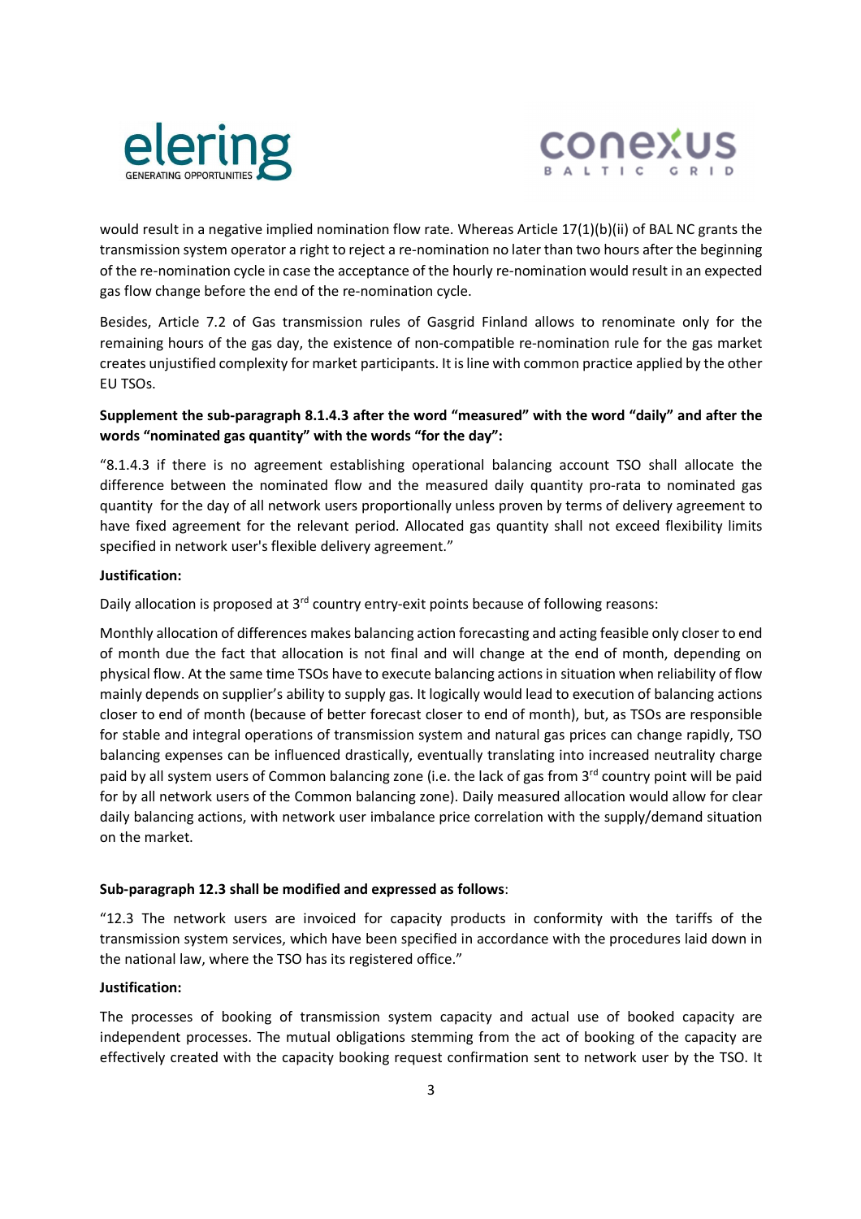would result in a negative implied nomination flow rate. Whereas Article 17(1)(b)(ii) of BAL NC grants the transmission system operator a right to reject a re-nomination no later than two hours after the beginning of the re-nomination cycle in case the acceptance of the hourly re-nomination would result in an expected gas flow change before the end of the re-nomination cycle.

Besides, Article 7.2 of Gas transmission rules of Gasgrid Finland allows to renominate only for the remaining hours of the gas day, the existence of non-compatible re-nomination rule for the gas market creates unjustified complexity for market participants. It is line with common practice applied by the other EU TSOs.

**Supplement the sub-paragraph 8.1.4.3 after the word "measured" with the word "daily" and after the words "nominated gas quantity" with the words "for the day":**

"8.1.4.3 if there is no agreement establishing operational balancing account TSO shall allocate the difference between the nominated flow and the measured daily quantity pro-rata to nominated gas quantity for the day of all network users proportionally unless proven by terms of delivery agreement to have fixed agreement for the relevant period. Allocated gas quantity shall not exceed flexibility limits specified in network user's flexible delivery agreement."

**Justification:**

Daily allocation is proposed at 3rd country entry-exit points because of following reasons:

Monthly allocation of differences makes balancing action forecasting and acting feasible only closer to end of month due the fact that allocation is not final and will change at the end of month, depending on physical flow. At the same time TSOs have to execute balancing actions in situation when reliability of flow mainly depends on supplier's ability to supply gas. It logically would lead to execution of balancing actions closer to end of month (because of better forecast closer to end of month), but, as TSOs are responsible for stable and integral operations of transmission system and natural gas prices can change rapidly, TSO balancing expenses can be influenced drastically, eventually translating into increased neutrality charge paid by all system users of Common balancing zone (i.e. the lack of gas from 3rd country point will be paid for by all network users of the Common balancing zone). Daily measured allocation would allow for clear daily balancing actions, with network user imbalance price correlation with the supply/demand situation on the market.

**Sub-paragraph 12.3 shall be modified and expressed as follows**:

"12.3 The network users are invoiced for capacity products in conformity with the tariffs of the transmission system services, which have been specified in accordance with the procedures laid down in the national law, where the TSO has its registered office."

**Justification:**

The processes of booking of transmission system capacity and actual use of booked capacity are independent processes. The mutual obligations stemming from the act of booking of the capacity are effectively created with the capacity booking request confirmation sent to network user by the TSO. It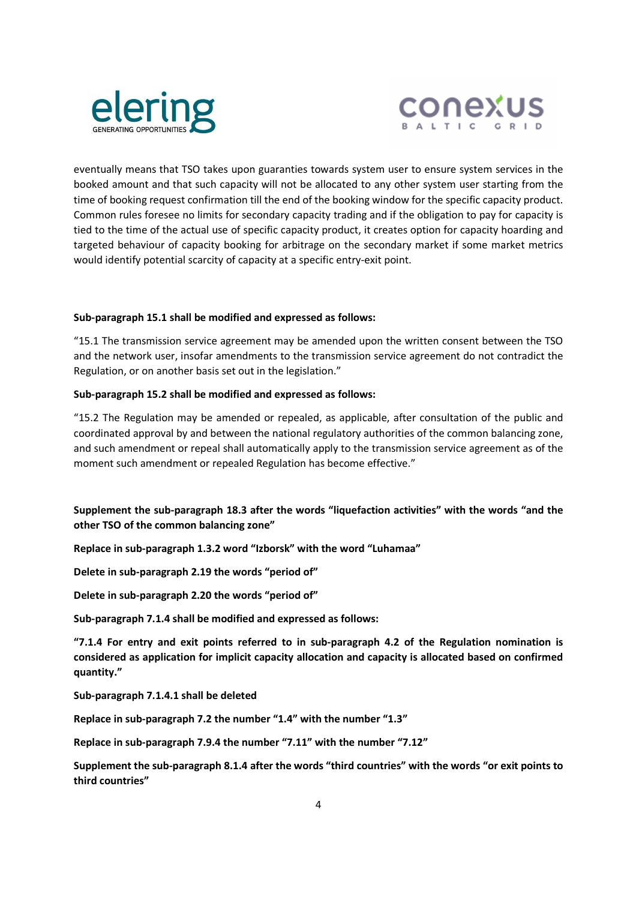eventually means that TSO takes upon guaranties towards system user to ensure system services in the booked amount and that such capacity will not be allocated to any other system user starting from the time of booking request confirmation till the end of the booking window for the specific capacity product. Common rules foresee no limits for secondary capacity trading and if the obligation to pay for capacity is tied to the time of the actual use of specific capacity product, it creates option for capacity hoarding and targeted behaviour of capacity booking for arbitrage on the secondary market if some market metrics would identify potential scarcity of capacity at a specific entry-exit point.

**Sub-paragraph 15.1 shall be modified and expressed as follows:**

"15.1 The transmission service agreement may be amended upon the written consent between the TSO and the network user, insofar amendments to the transmission service agreement do not contradict the Regulation, or on another basis set out in the legislation."

**Sub-paragraph 15.2 shall be modified and expressed as follows:**

"15.2 The Regulation may be amended or repealed, as applicable, after consultation of the public and coordinated approval by and between the national regulatory authorities of the common balancing zone, and such amendment or repeal shall automatically apply to the transmission service agreement as of the moment such amendment or repealed Regulation has become effective."

**Supplement the sub-paragraph 18.3 after the words "liquefaction activities" with the words "and the other TSO of the common balancing zone"**

**Replace in sub-paragraph 1.3.2 word "Izborsk" with the word "Luhamaa"**

**Delete in sub-paragraph 2.19 the words "period of"**

**Delete in sub-paragraph 2.20 the words "period of"**

**Sub-paragraph 7.1.4 shall be modified and expressed as follows:**

**"7.1.4 For entry and exit points referred to in sub-paragraph 4.2 of the Regulation nomination is considered as application for implicit capacity allocation and capacity is allocated based on confirmed quantity."**

**Sub-paragraph 7.1.4.1 shall be deleted**

**Replace in sub-paragraph 7.2 the number "1.4" with the number "1.3"**

**Replace in sub-paragraph 7.9.4 the number "7.11" with the number "7.12"**

**Supplement the sub-paragraph 8.1.4 after the words "third countries" with the words "or exit points to third countries"**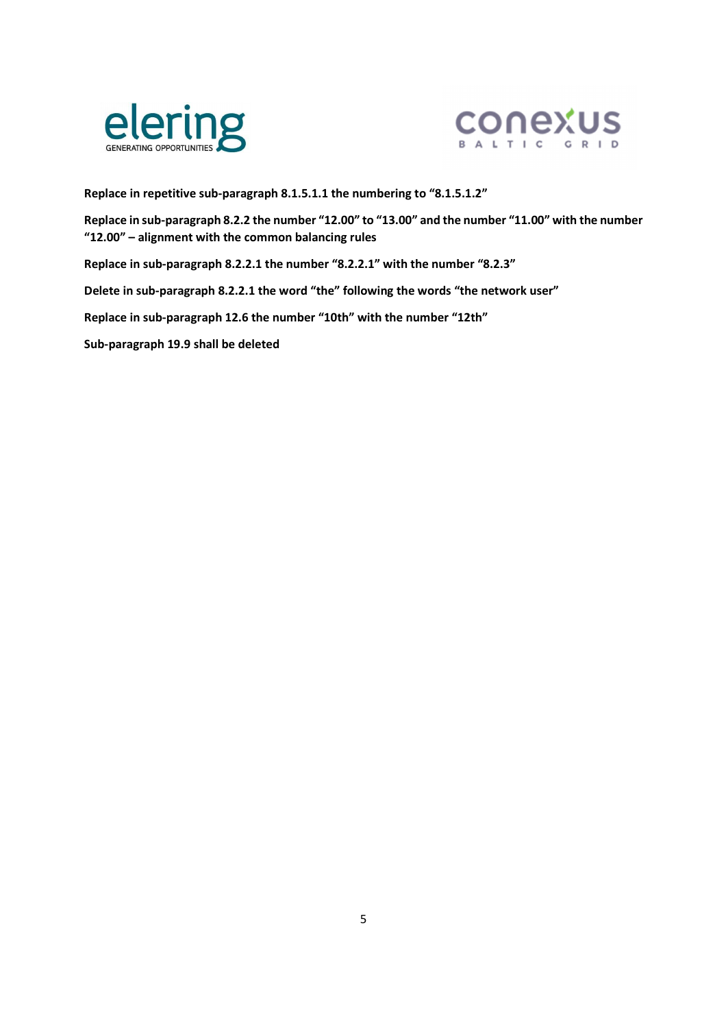**Replace in repetitive sub-paragraph 8.1.5.1.1 the numbering to "8.1.5.1.2"**

**Replace in sub-paragraph 8.2.2 the number "12.00" to "13.00" and the number "11.00" with the number "12.00" – alignment with the common balancing rules**

**Replace in sub-paragraph 8.2.2.1 the number "8.2.2.1" with the number "8.2.3"**

**Delete in sub-paragraph 8.2.2.1 the word "the" following the words "the network user"**

**Replace in sub-paragraph 12.6 the number "10th" with the number "12th"**

**Sub-paragraph 19.9 shall be deleted**